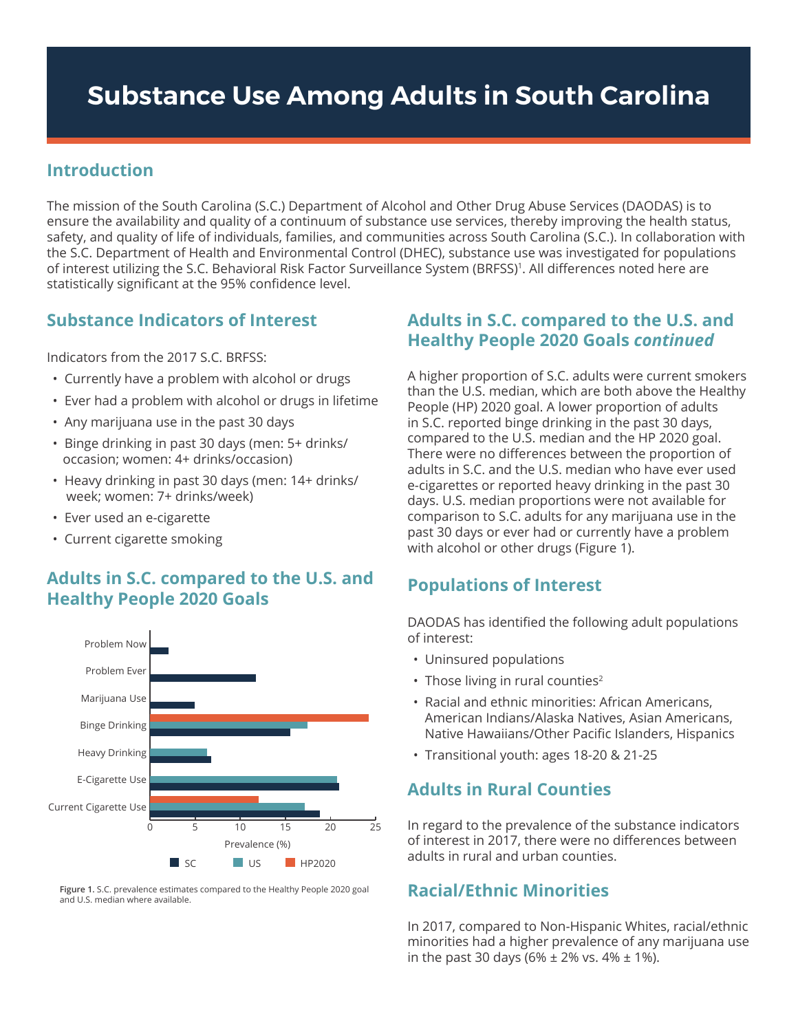# Substance Use Among Adults in South Carolina

## Introduction

The mission of the South Carolina (S.C.) Department of Alcohol and Other Drug Abuse Services (DAODAS) is to ensure the availability and quality of a continuum of substance use services, thereby improving the health status, safety, and quality of life of individuals, families, and communities across South Carolina (S.C.). In collaboration with the S.C. Department of Health and Environmental Control (DHEC), substance use was investigated for populations of interest utilizing the S.C. Behavioral Risk Factor Surveillance System (BRFSS)[1]. All differences noted here are statistically significant at the 95% confidence level.

## Substance Indicators of Interest

Indicators from the 2017 S.C. BRFSS:

- Currently have a problem with alcohol or drugs
- Ever had a problem with alcohol or drugs in lifetime
- Any marijuana use in the past 30 days
- Binge drinking in past 30 days (men: 5+ drinks/occasion; women: 4+ drinks/occasion)
- Heavy drinking in past 30 days (men: 14+ drinks/week; women: 7+ drinks/week)
- Ever used an e-cigarette
- Current cigarette smoking

## Adults in S.C. compared to the U.S. and Healthy People 2020 Goals

Problem Now
Problem Ever
Marijuana Use
Binge Drinking
Heavy Drinking
E-Cigarette Use
Current Cigarette Use

0 5 10 15 20 25

Prevalence (%)

SC US HP2020

**Figure 1.** S.C. prevalence estimates compared to the Healthy People 2020 goal and U.S. median where available.

## Adults in S.C. compared to the U.S. and Healthy People 2020 Goals *continued*

A higher proportion of S.C. adults were current smokers than the U.S. median, which are both above the Healthy People (HP) 2020 goal. A lower proportion of adults in S.C. reported binge drinking in the past 30 days, compared to the U.S. median and the HP 2020 goal. There were no differences between the proportion of adults in S.C. and the U.S. median who have ever used e-cigarettes or reported heavy drinking in the past 30 days. U.S. median proportions were not available for comparison to S.C. adults for any marijuana use in the past 30 days or ever had or currently have a problem with alcohol or other drugs (Figure 1).

## Populations of Interest

DAODAS has identified the following adult populations of interest:

- Uninsured populations
- Those living in rural counties[2]
- Racial and ethnic minorities: African Americans, American Indians/Alaska Natives, Asian Americans, Native Hawaiians/Other Pacific Islanders, Hispanics
- Transitional youth: ages 18-20 & 21-25

## Adults in Rural Counties

In regard to the prevalence of the substance indicators of interest in 2017, there were no differences between adults in rural and urban counties.

## Racial/Ethnic Minorities

In 2017, compared to Non-Hispanic Whites, racial/ethnic minorities had a higher prevalence of any marijuana use in the past 30 days (6% ± 2% vs. 4% ± 1%).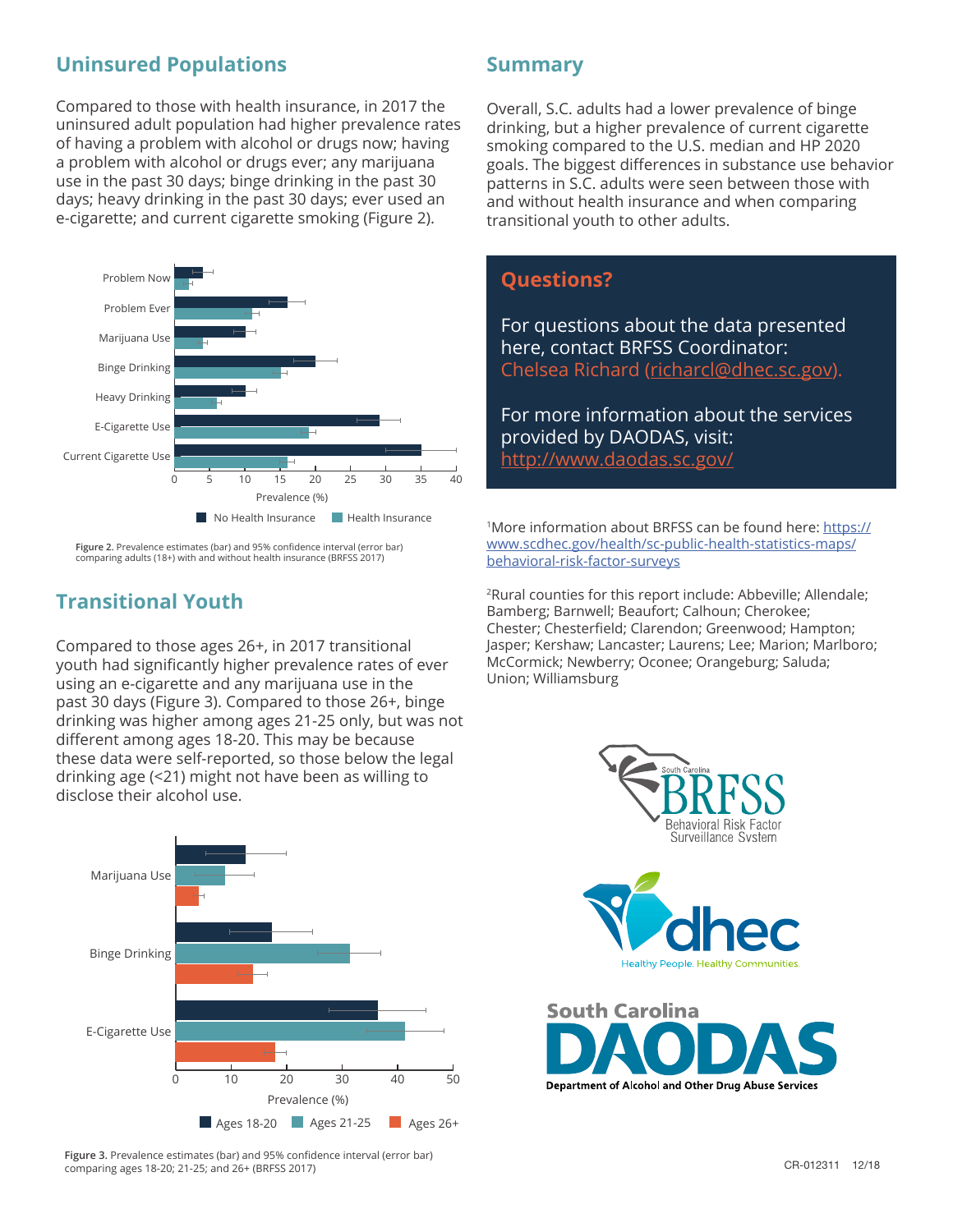## Uninsured Populations

Compared to those with health insurance, in 2017 the uninsured adult population had higher prevalence rates of having a problem with alcohol or drugs now; having a problem with alcohol or drugs ever; any marijuana use in the past 30 days; binge drinking in the past 30 days; heavy drinking in the past 30 days; ever used an e-cigarette; and current cigarette smoking (Figure 2).

Problem Now
Problem Ever
Marijuana Use
Binge Drinking
Heavy Drinking
E-Cigarette Use
Current Cigarette Use
0 5 10 15 20 25 30 35 40
Prevalence (%)
No Health Insurance
Health Insurance

**Figure 2.** Prevalence estimates (bar) and 95% confidence interval (error bar) comparing adults (18+) with and without health insurance (BRFSS 2017)

## Transitional Youth

Compared to those ages 26+, in 2017 transitional youth had significantly higher prevalence rates of ever using an e-cigarette and any marijuana use in the past 30 days (Figure 3). Compared to those 26+, binge drinking was higher among ages 21-25 only, but was not different among ages 18-20. This may be because these data were self-reported, so those below the legal drinking age (<21) might not have been as willing to disclose their alcohol use.

Marijuana Use
Binge Drinking
E-Cigarette Use
0 10 20 30 40 50
Prevalence (%)
Ages 18-20
Ages 21-25
Ages 26+

**Figure 3.** Prevalence estimates (bar) and 95% confidence interval (error bar) comparing ages 18-20; 21-25; and 26+ (BRFSS 2017)

## Summary

Overall, S.C. adults had a lower prevalence of binge drinking, but a higher prevalence of current cigarette smoking compared to the U.S. median and HP 2020 goals. The biggest differences in substance use behavior patterns in S.C. adults were seen between those with and without health insurance and when comparing transitional youth to other adults.

### Questions?

For questions about the data presented here, contact BRFSS Coordinator: Chelsea Richard (richarcl@dhec.sc.gov).

For more information about the services provided by DAODAS, visit: http://www.daodas.sc.gov/

[1]More information about BRFSS can be found here: https://www.scdhec.gov/health/sc-public-health-statistics-maps/behavioral-risk-factor-surveys

[2]Rural counties for this report include: Abbeville; Allendale; Bamberg; Barnwell; Beaufort; Calhoun; Cherokee; Chester; Chesterfield; Clarendon; Greenwood; Hampton; Jasper; Kershaw; Lancaster; Laurens; Lee; Marion; Marlboro; McCormick; Newberry; Oconee; Orangeburg; Saluda; Union; Williamsburg

South Carolina BRFSS Behavioral Risk Factor Surveillance System

dhec Healthy People. Healthy Communities.

South Carolina DAODAS Department of Alcohol and Other Drug Abuse Services

CR-012311 12/18